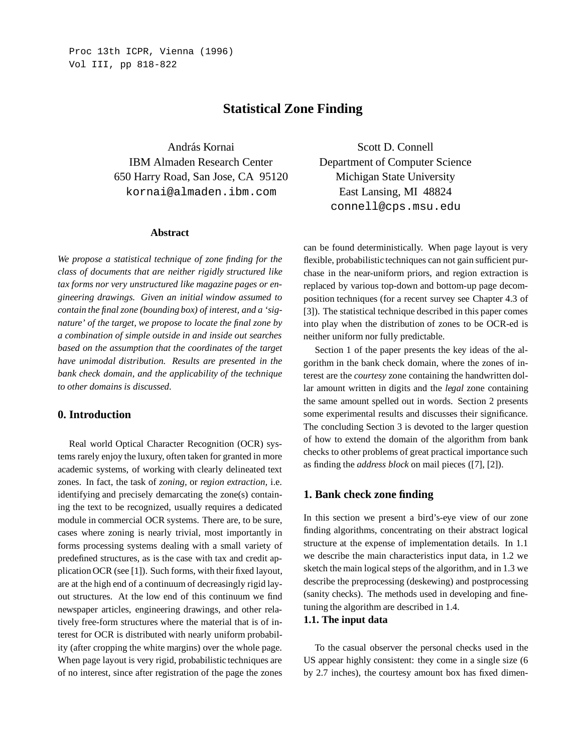Proc 13th ICPR, Vienna (1996)
Vol III, pp 818-822

# Statistical Zone Finding

András Kornai
IBM Almaden Research Center
650 Harry Road, San Jose, CA 95120
kornai@almaden.ibm.com

Scott D. Connell
Department of Computer Science
Michigan State University
East Lansing, MI 48824
connell@cps.msu.edu

### Abstract

*We propose a statistical technique of zone finding for the class of documents that are neither rigidly structured like tax forms nor very unstructured like magazine pages or engineering drawings. Given an initial window assumed to contain the final zone (bounding box) of interest, and a 'signature' of the target, we propose to locate the final zone by a combination of simple outside in and inside out searches based on the assumption that the coordinates of the target have unimodal distribution. Results are presented in the bank check domain, and the applicability of the technique to other domains is discussed.*

## 0. Introduction

Real world Optical Character Recognition (OCR) systems rarely enjoy the luxury, often taken for granted in more academic systems, of working with clearly delineated text zones. In fact, the task of *zoning*, or *region extraction*, i.e. identifying and precisely demarcating the zone(s) containing the text to be recognized, usually requires a dedicated module in commercial OCR systems. There are, to be sure, cases where zoning is nearly trivial, most importantly in forms processing systems dealing with a small variety of predefined structures, as is the case with tax and credit application OCR (see [1]). Such forms, with their fixed layout, are at the high end of a continuum of decreasingly rigid layout structures. At the low end of this continuum we find newspaper articles, engineering drawings, and other relatively free-form structures where the material that is of interest for OCR is distributed with nearly uniform probability (after cropping the white margins) over the whole page. When page layout is very rigid, probabilistic techniques are of no interest, since after registration of the page the zones can be found deterministically. When page layout is very flexible, probabilistic techniques can not gain sufficient purchase in the near-uniform priors, and region extraction is replaced by various top-down and bottom-up page decomposition techniques (for a recent survey see Chapter 4.3 of [3]). The statistical technique described in this paper comes into play when the distribution of zones to be OCR-ed is neither uniform nor fully predictable.

Section 1 of the paper presents the key ideas of the algorithm in the bank check domain, where the zones of interest are the *courtesy* zone containing the handwritten dollar amount written in digits and the *legal* zone containing the same amount spelled out in words. Section 2 presents some experimental results and discusses their significance. The concluding Section 3 is devoted to the larger question of how to extend the domain of the algorithm from bank checks to other problems of great practical importance such as finding the *address block* on mail pieces ([7], [2]).

## 1. Bank check zone finding

In this section we present a bird's-eye view of our zone finding algorithms, concentrating on their abstract logical structure at the expense of implementation details. In 1.1 we describe the main characteristics input data, in 1.2 we sketch the main logical steps of the algorithm, and in 1.3 we describe the preprocessing (deskewing) and postprocessing (sanity checks). The methods used in developing and finetuning the algorithm are described in 1.4.

### 1.1. The input data

To the casual observer the personal checks used in the US appear highly consistent: they come in a single size (6 by 2.7 inches), the courtesy amount box has fixed dimen-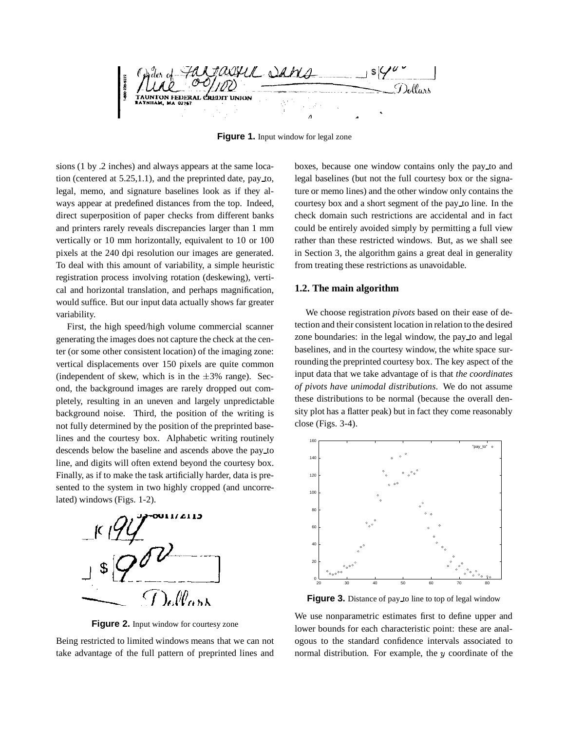Figure 1. Input window for legal zone

sions (1 by .2 inches) and always appears at the same location (centered at 5.25,1.1), and the preprinted date, pay_to, legal, memo, and signature baselines look as if they always appear at predefined distances from the top. Indeed, direct superposition of paper checks from different banks and printers rarely reveals discrepancies larger than 1 mm vertically or 10 mm horizontally, equivalent to 10 or 100 pixels at the 240 dpi resolution our images are generated. To deal with this amount of variability, a simple heuristic registration process involving rotation (deskewing), vertical and horizontal translation, and perhaps magnification, would suffice. But our input data actually shows far greater variability.

First, the high speed/high volume commercial scanner generating the images does not capture the check at the center (or some other consistent location) of the imaging zone: vertical displacements over 150 pixels are quite common (independent of skew, which is in the $\pm 3\%$ range). Second, the background images are rarely dropped out completely, resulting in an uneven and largely unpredictable background noise. Third, the position of the writing is not fully determined by the position of the preprinted baselines and the courtesy box. Alphabetic writing routinely descends below the baseline and ascends above the pay_to line, and digits will often extend beyond the courtesy box. Finally, as if to make the task artificially harder, data is presented to the system in two highly cropped (and uncorrelated) windows (Figs. 1-2).

Figure 2. Input window for courtesy zone

Being restricted to limited windows means that we can not take advantage of the full pattern of preprinted lines and boxes, because one window contains only the pay_to and legal baselines (but not the full courtesy box or the signature or memo lines) and the other window only contains the courtesy box and a short segment of the pay_to line. In the check domain such restrictions are accidental and in fact could be entirely avoided simply by permitting a full view rather than these restricted windows. But, as we shall see in Section 3, the algorithm gains a great deal in generality from treating these restrictions as unavoidable.

### 1.2. The main algorithm

We choose registration *pivots* based on their ease of detection and their consistent location in relation to the desired zone boundaries: in the legal window, the pay_to and legal baselines, and in the courtesy window, the white space surrounding the preprinted courtesy box. The key aspect of the input data that we take advantage of is that *the coordinates of pivots have unimodal distributions*. We do not assume these distributions to be normal (because the overall density plot has a flatter peak) but in fact they come reasonably close (Figs. 3-4).

Figure 3. Distance of pay_to line to top of legal window

We use nonparametric estimates first to define upper and lower bounds for each characteristic point: these are analogous to the standard confidence intervals associated to normal distribution. For example, the $y$ coordinate of the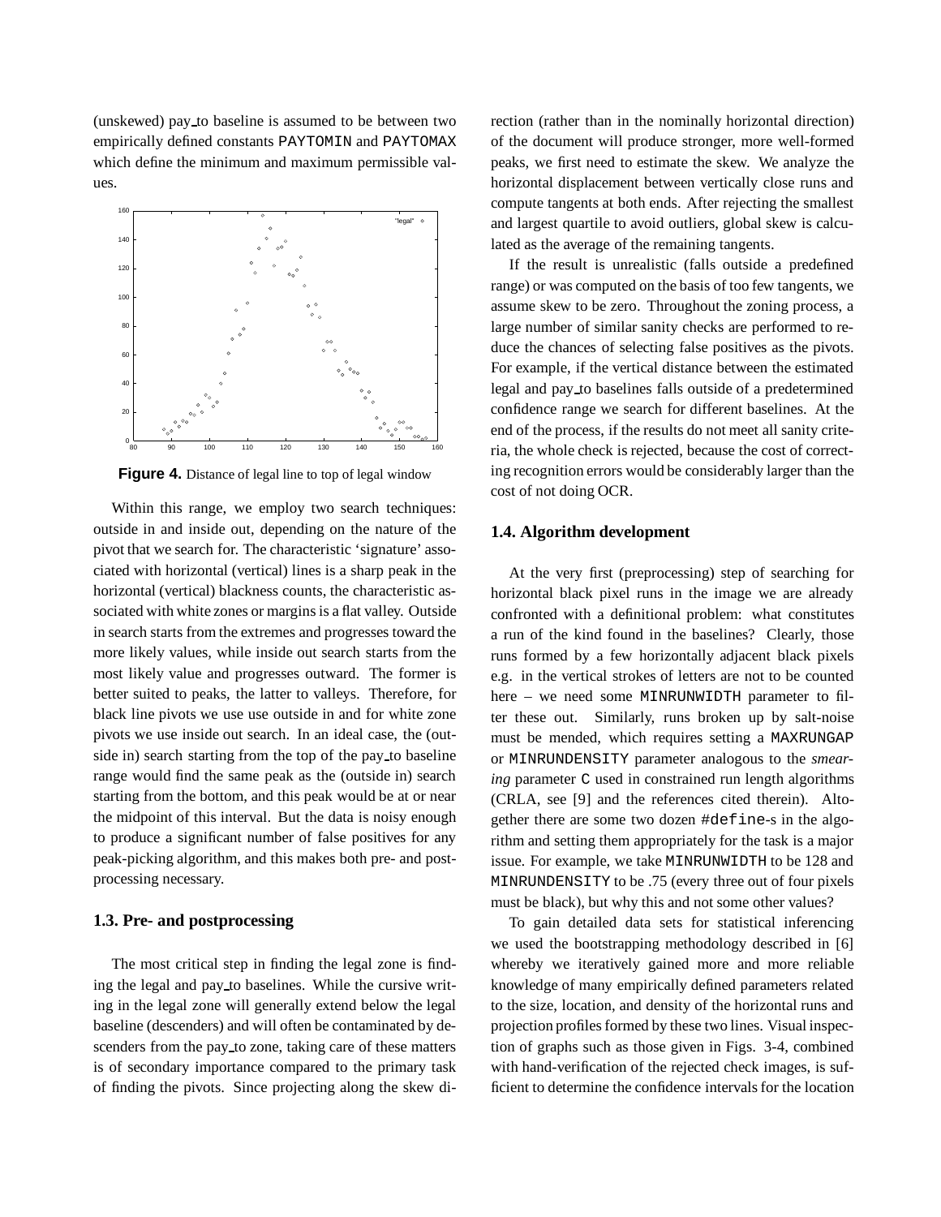(unskewed) pay_to baseline is assumed to be between two empirically defined constants PAYTOMIN and PAYTOMAX which define the minimum and maximum permissible values.

**Figure 4.** Distance of legal line to top of legal window

Within this range, we employ two search techniques: outside in and inside out, depending on the nature of the pivot that we search for. The characteristic 'signature' associated with horizontal (vertical) lines is a sharp peak in the horizontal (vertical) blackness counts, the characteristic associated with white zones or margins is a flat valley. Outside in search starts from the extremes and progresses toward the more likely values, while inside out search starts from the most likely value and progresses outward. The former is better suited to peaks, the latter to valleys. Therefore, for black line pivots we use use outside in and for white zone pivots we use inside out search. In an ideal case, the (outside in) search starting from the top of the pay_to baseline range would find the same peak as the (outside in) search starting from the bottom, and this peak would be at or near the midpoint of this interval. But the data is noisy enough to produce a significant number of false positives for any peak-picking algorithm, and this makes both pre- and postprocessing necessary.

### 1.3. Pre- and postprocessing

The most critical step in finding the legal zone is finding the legal and pay_to baselines. While the cursive writing in the legal zone will generally extend below the legal baseline (descenders) and will often be contaminated by descenders from the pay_to zone, taking care of these matters is of secondary importance compared to the primary task of finding the pivots. Since projecting along the skew direction (rather than in the nominally horizontal direction) of the document will produce stronger, more well-formed peaks, we first need to estimate the skew. We analyze the horizontal displacement between vertically close runs and compute tangents at both ends. After rejecting the smallest and largest quartile to avoid outliers, global skew is calculated as the average of the remaining tangents.

If the result is unrealistic (falls outside a predefined range) or was computed on the basis of too few tangents, we assume skew to be zero. Throughout the zoning process, a large number of similar sanity checks are performed to reduce the chances of selecting false positives as the pivots. For example, if the vertical distance between the estimated legal and pay_to baselines falls outside of a predetermined confidence range we search for different baselines. At the end of the process, if the results do not meet all sanity criteria, the whole check is rejected, because the cost of correcting recognition errors would be considerably larger than the cost of not doing OCR.

### 1.4. Algorithm development

At the very first (preprocessing) step of searching for horizontal black pixel runs in the image we are already confronted with a definitional problem: what constitutes a run of the kind found in the baselines? Clearly, those runs formed by a few horizontally adjacent black pixels e.g. in the vertical strokes of letters are not to be counted here – we need some MINRUNWIDTH parameter to filter these out. Similarly, runs broken up by salt-noise must be mended, which requires setting a MAXRUNGAP or MINRUNDENSITY parameter analogous to the *smearing* parameter C used in constrained run length algorithms (CRLA, see [9] and the references cited therein). Altogether there are some two dozen #define-s in the algorithm and setting them appropriately for the task is a major issue. For example, we take MINRUNWIDTH to be 128 and MINRUNDENSITY to be .75 (every three out of four pixels must be black), but why this and not some other values?

To gain detailed data sets for statistical inferencing we used the bootstrapping methodology described in [6] whereby we iteratively gained more and more reliable knowledge of many empirically defined parameters related to the size, location, and density of the horizontal runs and projection profiles formed by these two lines. Visual inspection of graphs such as those given in Figs. 3-4, combined with hand-verification of the rejected check images, is sufficient to determine the confidence intervals for the location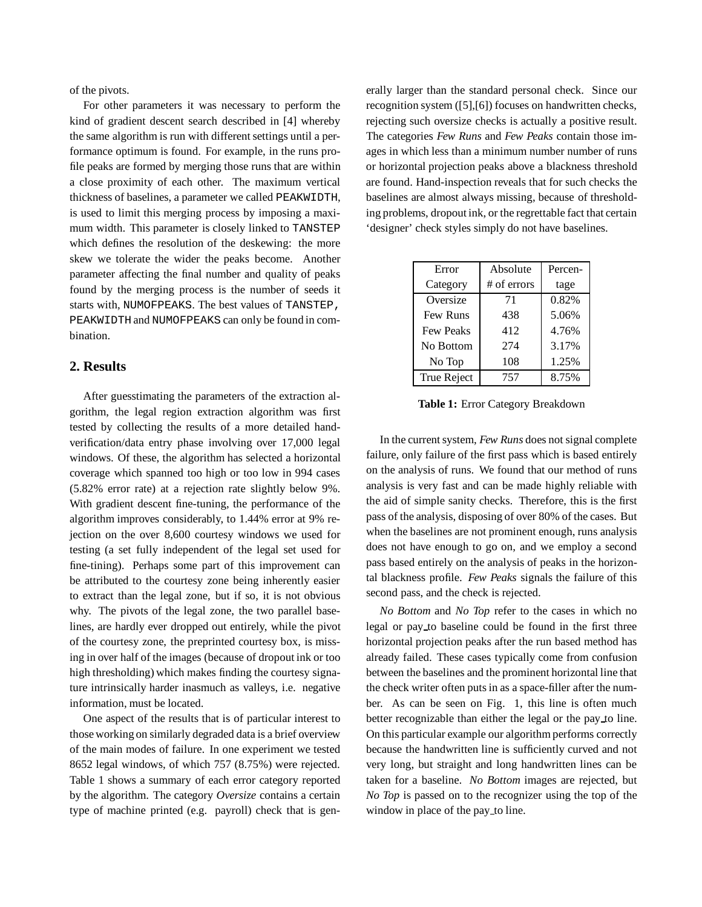of the pivots.

For other parameters it was necessary to perform the kind of gradient descent search described in [4] whereby the same algorithm is run with different settings until a performance optimum is found. For example, in the runs profile peaks are formed by merging those runs that are within a close proximity of each other. The maximum vertical thickness of baselines, a parameter we called `PEAKWIDTH`, is used to limit this merging process by imposing a maximum width. This parameter is closely linked to `TANSTEP` which defines the resolution of the deskewing: the more skew we tolerate the wider the peaks become. Another parameter affecting the final number and quality of peaks found by the merging process is the number of seeds it starts with, `NUMOFPEAKS`. The best values of `TANSTEP`, `PEAKWIDTH` and `NUMOFPEAKS` can only be found in combination.

## 2. Results

After guesstimating the parameters of the extraction algorithm, the legal region extraction algorithm was first tested by collecting the results of a more detailed hand-verification/data entry phase involving over 17,000 legal windows. Of these, the algorithm has selected a horizontal coverage which spanned too high or too low in 994 cases (5.82% error rate) at a rejection rate slightly below 9%. With gradient descent fine-tuning, the performance of the algorithm improves considerably, to 1.44% error at 9% rejection on the over 8,600 courtesy windows we used for testing (a set fully independent of the legal set used for fine-tining). Perhaps some part of this improvement can be attributed to the courtesy zone being inherently easier to extract than the legal zone, but if so, it is not obvious why. The pivots of the legal zone, the two parallel baselines, are hardly ever dropped out entirely, while the pivot of the courtesy zone, the preprinted courtesy box, is missing in over half of the images (because of dropout ink or too high thresholding) which makes finding the courtesy signature intrinsically harder inasmuch as valleys, i.e. negative information, must be located.

One aspect of the results that is of particular interest to those working on similarly degraded data is a brief overview of the main modes of failure. In one experiment we tested 8652 legal windows, of which 757 (8.75%) were rejected. Table 1 shows a summary of each error category reported by the algorithm. The category *Oversize* contains a certain type of machine printed (e.g. payroll) check that is generally larger than the standard personal check. Since our recognition system ([5],[6]) focuses on handwritten checks, rejecting such oversize checks is actually a positive result. The categories *Few Runs* and *Few Peaks* contain those images in which less than a minimum number number of runs or horizontal projection peaks above a blackness threshold are found. Hand-inspection reveals that for such checks the baselines are almost always missing, because of thresholding problems, dropout ink, or the regrettable fact that certain 'designer' check styles simply do not have baselines.

| Error Category | Absolute # of errors | Percentage |
|---|---|---|
| Oversize | 71 | 0.82% |
| Few Runs | 438 | 5.06% |
| Few Peaks | 412 | 4.76% |
| No Bottom | 274 | 3.17% |
| No Top | 108 | 1.25% |
| True Reject | 757 | 8.75% |

**Table 1:** Error Category Breakdown

In the current system, *Few Runs* does not signal complete failure, only failure of the first pass which is based entirely on the analysis of runs. We found that our method of runs analysis is very fast and can be made highly reliable with the aid of simple sanity checks. Therefore, this is the first pass of the analysis, disposing of over 80% of the cases. But when the baselines are not prominent enough, runs analysis does not have enough to go on, and we employ a second pass based entirely on the analysis of peaks in the horizontal blackness profile. *Few Peaks* signals the failure of this second pass, and the check is rejected.

*No Bottom* and *No Top* refer to the cases in which no legal or pay_to baseline could be found in the first three horizontal projection peaks after the run based method has already failed. These cases typically come from confusion between the baselines and the prominent horizontal line that the check writer often puts in as a space-filler after the number. As can be seen on Fig. 1, this line is often much better recognizable than either the legal or the pay_to line. On this particular example our algorithm performs correctly because the handwritten line is sufficiently curved and not very long, but straight and long handwritten lines can be taken for a baseline. *No Bottom* images are rejected, but *No Top* is passed on to the recognizer using the top of the window in place of the pay_to line.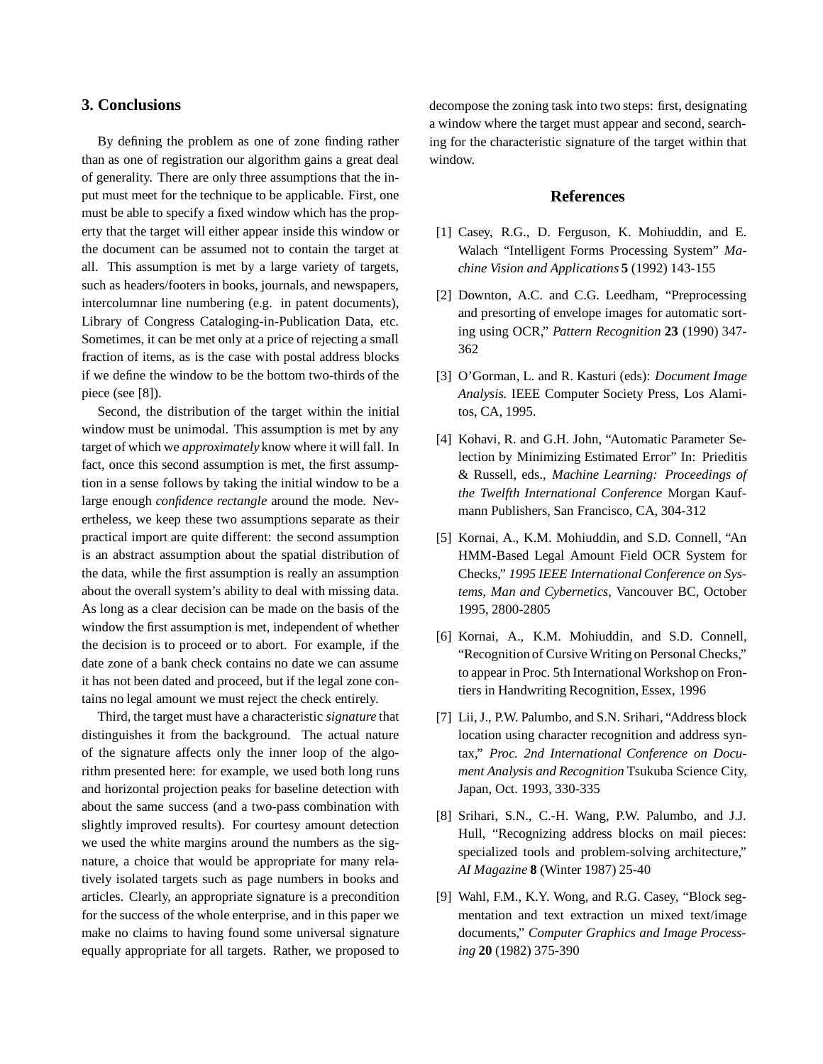## 3. Conclusions

By defining the problem as one of zone finding rather than as one of registration our algorithm gains a great deal of generality. There are only three assumptions that the input must meet for the technique to be applicable. First, one must be able to specify a fixed window which has the property that the target will either appear inside this window or the document can be assumed not to contain the target at all. This assumption is met by a large variety of targets, such as headers/footers in books, journals, and newspapers, intercolumnar line numbering (e.g. in patent documents), Library of Congress Cataloging-in-Publication Data, etc. Sometimes, it can be met only at a price of rejecting a small fraction of items, as is the case with postal address blocks if we define the window to be the bottom two-thirds of the piece (see [8]).

Second, the distribution of the target within the initial window must be unimodal. This assumption is met by any target of which we *approximately* know where it will fall. In fact, once this second assumption is met, the first assumption in a sense follows by taking the initial window to be a large enough *confidence rectangle* around the mode. Nevertheless, we keep these two assumptions separate as their practical import are quite different: the second assumption is an abstract assumption about the spatial distribution of the data, while the first assumption is really an assumption about the overall system's ability to deal with missing data. As long as a clear decision can be made on the basis of the window the first assumption is met, independent of whether the decision is to proceed or to abort. For example, if the date zone of a bank check contains no date we can assume it has not been dated and proceed, but if the legal zone contains no legal amount we must reject the check entirely.

Third, the target must have a characteristic *signature* that distinguishes it from the background. The actual nature of the signature affects only the inner loop of the algorithm presented here: for example, we used both long runs and horizontal projection peaks for baseline detection with about the same success (and a two-pass combination with slightly improved results). For courtesy amount detection we used the white margins around the numbers as the signature, a choice that would be appropriate for many relatively isolated targets such as page numbers in books and articles. Clearly, an appropriate signature is a precondition for the success of the whole enterprise, and in this paper we make no claims to having found some universal signature equally appropriate for all targets. Rather, we proposed to decompose the zoning task into two steps: first, designating a window where the target must appear and second, searching for the characteristic signature of the target within that window.

## References

[1] Casey, R.G., D. Ferguson, K. Mohiuddin, and E. Walach "Intelligent Forms Processing System" *Machine Vision and Applications* **5** (1992) 143-155

[2] Downton, A.C. and C.G. Leedham, "Preprocessing and presorting of envelope images for automatic sorting using OCR," *Pattern Recognition* **23** (1990) 347-362

[3] O'Gorman, L. and R. Kasturi (eds): *Document Image Analysis.* IEEE Computer Society Press, Los Alamitos, CA, 1995.

[4] Kohavi, R. and G.H. John, "Automatic Parameter Selection by Minimizing Estimated Error" In: Prieditis & Russell, eds., *Machine Learning: Proceedings of the Twelfth International Conference* Morgan Kaufmann Publishers, San Francisco, CA, 304-312

[5] Kornai, A., K.M. Mohiuddin, and S.D. Connell, "An HMM-Based Legal Amount Field OCR System for Checks," *1995 IEEE International Conference on Systems, Man and Cybernetics*, Vancouver BC, October 1995, 2800-2805

[6] Kornai, A., K.M. Mohiuddin, and S.D. Connell, "Recognition of Cursive Writing on Personal Checks," to appear in Proc. 5th International Workshop on Frontiers in Handwriting Recognition, Essex, 1996

[7] Lii, J., P.W. Palumbo, and S.N. Srihari, "Address block location using character recognition and address syntax," *Proc. 2nd International Conference on Document Analysis and Recognition* Tsukuba Science City, Japan, Oct. 1993, 330-335

[8] Srihari, S.N., C.-H. Wang, P.W. Palumbo, and J.J. Hull, "Recognizing address blocks on mail pieces: specialized tools and problem-solving architecture," *AI Magazine* **8** (Winter 1987) 25-40

[9] Wahl, F.M., K.Y. Wong, and R.G. Casey, "Block segmentation and text extraction un mixed text/image documents," *Computer Graphics and Image Processing* **20** (1982) 375-390